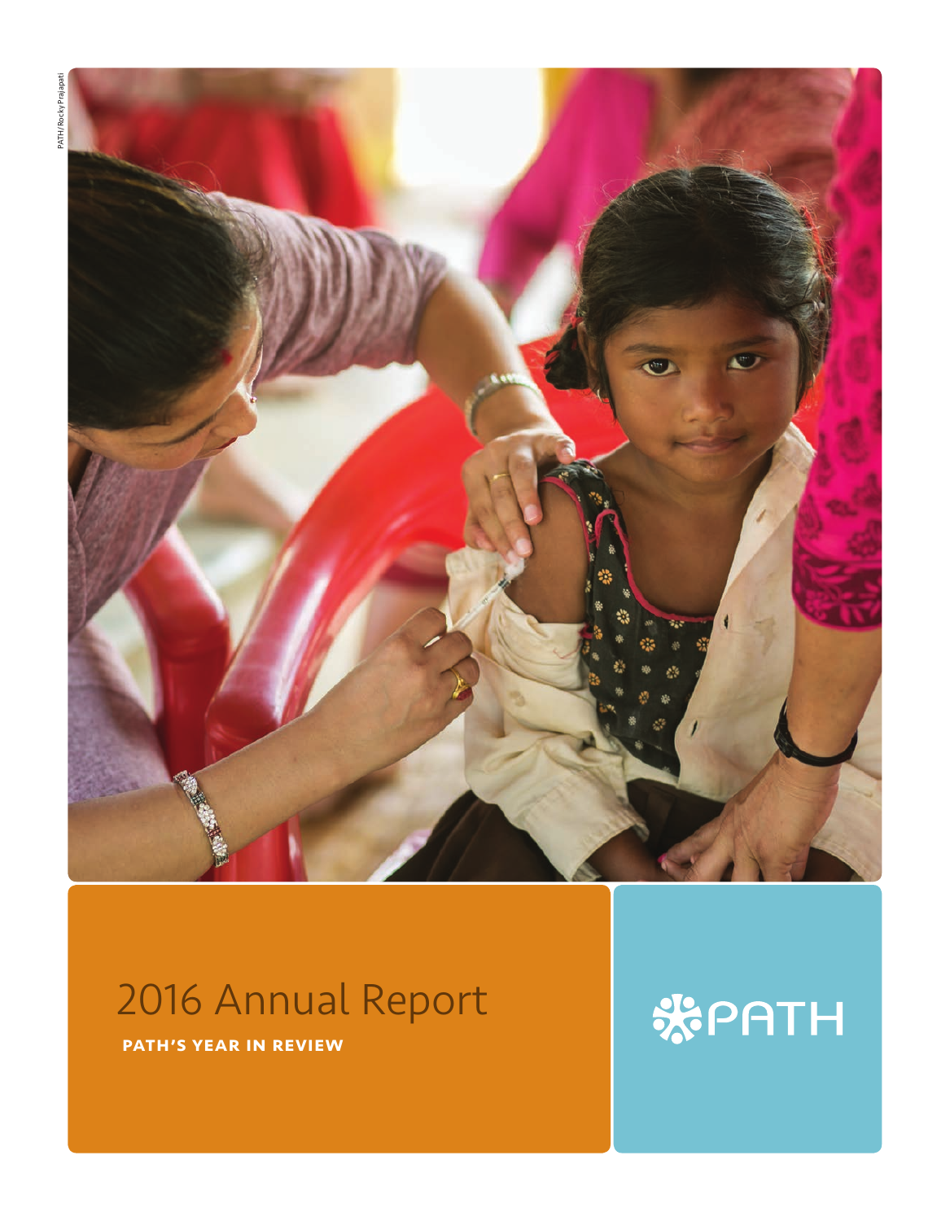PATH/Rocky Prajapati

# 2016 Annual Report

**PATH'S YEAR IN REVIEW**

PATH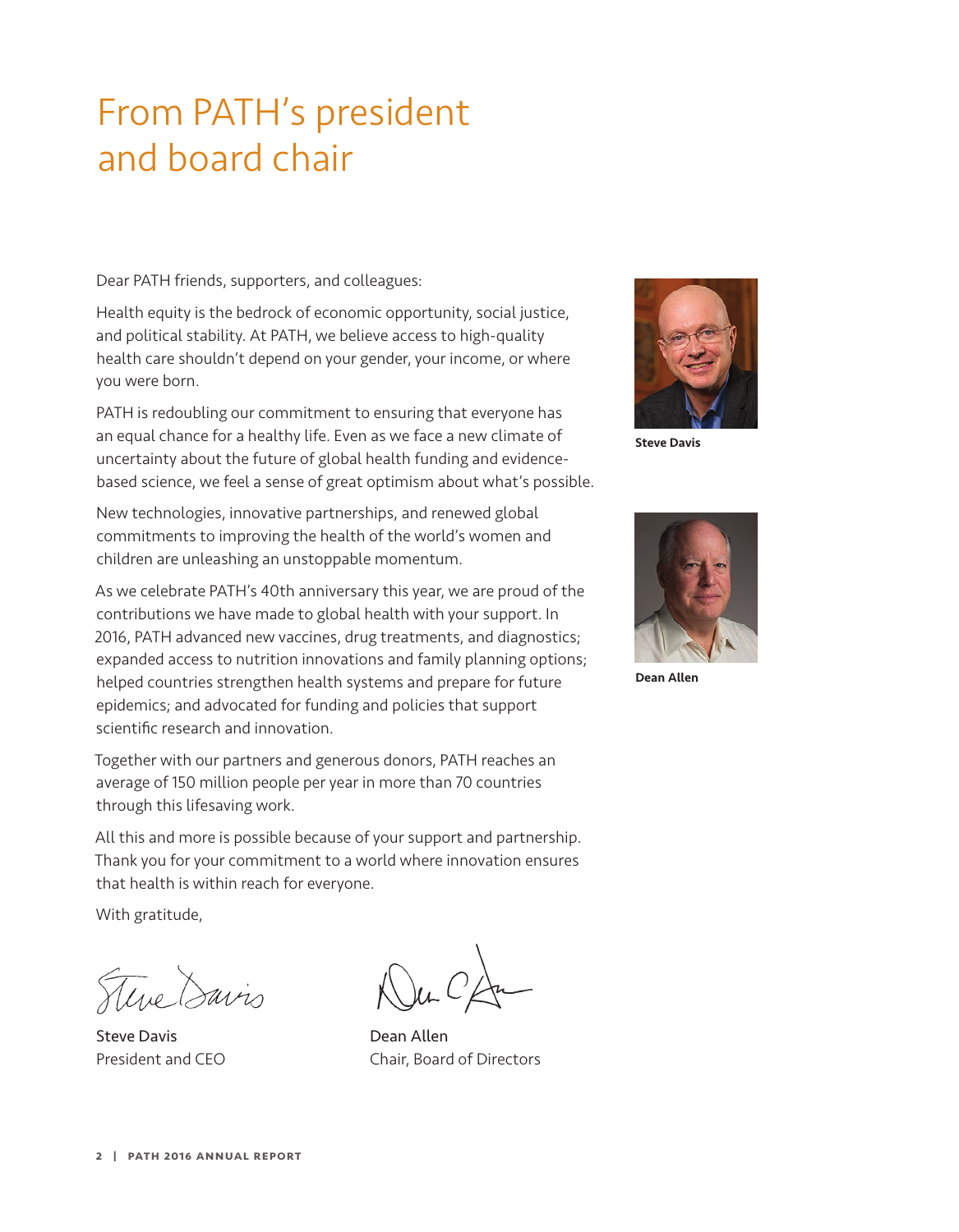# From PATH's president and board chair

Dear PATH friends, supporters, and colleagues:

Health equity is the bedrock of economic opportunity, social justice, and political stability. At PATH, we believe access to high-quality health care shouldn't depend on your gender, your income, or where you were born.

PATH is redoubling our commitment to ensuring that everyone has an equal chance for a healthy life. Even as we face a new climate of uncertainty about the future of global health funding and evidence-based science, we feel a sense of great optimism about what's possible.

New technologies, innovative partnerships, and renewed global commitments to improving the health of the world's women and children are unleashing an unstoppable momentum.

As we celebrate PATH's 40th anniversary this year, we are proud of the contributions we have made to global health with your support. In 2016, PATH advanced new vaccines, drug treatments, and diagnostics; expanded access to nutrition innovations and family planning options; helped countries strengthen health systems and prepare for future epidemics; and advocated for funding and policies that support scientific research and innovation.

Together with our partners and generous donors, PATH reaches an average of 150 million people per year in more than 70 countries through this lifesaving work.

All this and more is possible because of your support and partnership. Thank you for your commitment to a world where innovation ensures that health is within reach for everyone.

With gratitude,

Steve Davis
President and CEO

Dean Allen
Chair, Board of Directors

**Steve Davis**

**Dean Allen**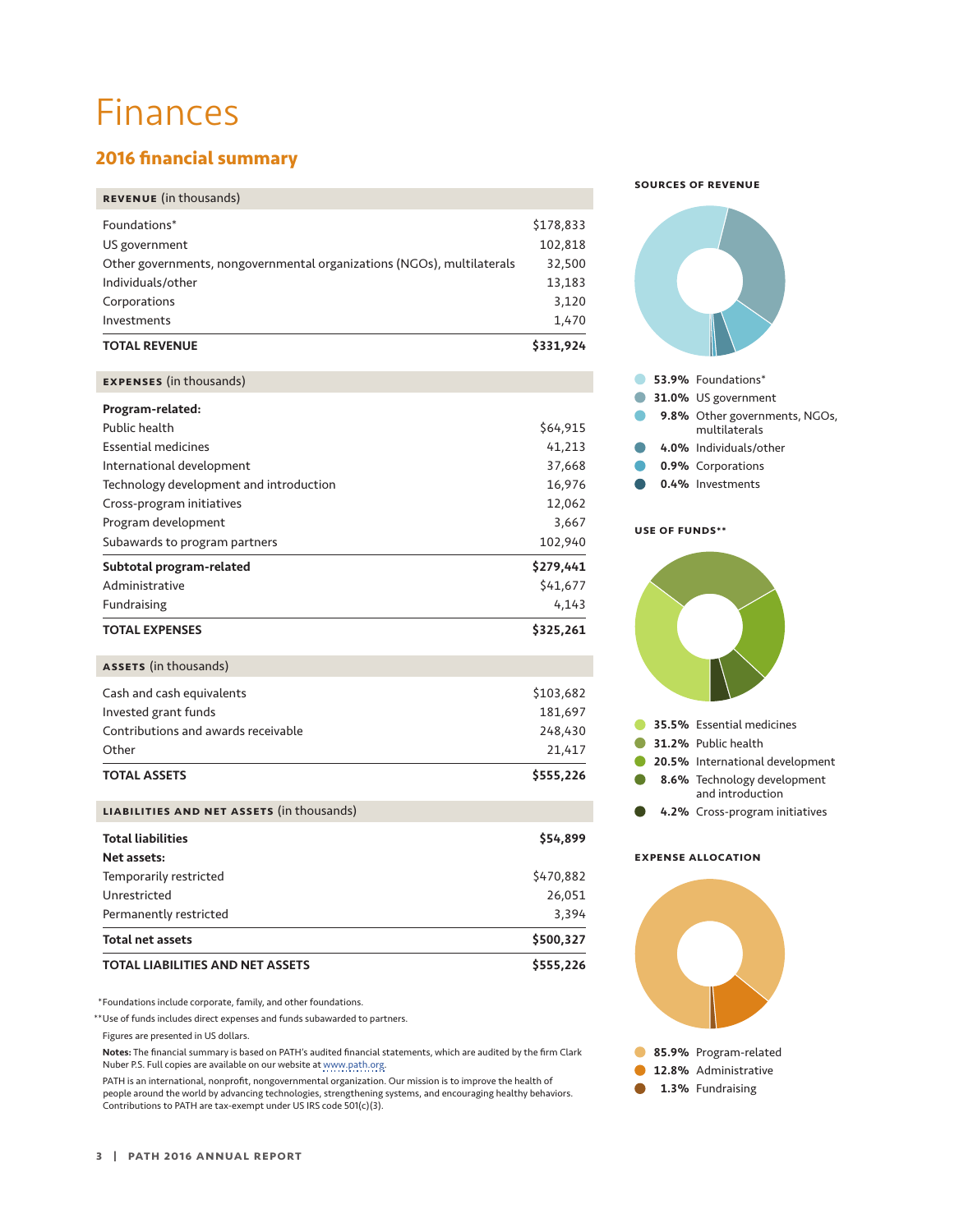# Finances

## 2016 financial summary

| **REVENUE** (in thousands) | |
|---|---|
| Foundations* | $178,833 |
| US government | 102,818 |
| Other governments, nongovernmental organizations (NGOs), multilaterals | 32,500 |
| Individuals/other | 13,183 |
| Corporations | 3,120 |
| Investments | 1,470 |
| **TOTAL REVENUE** | **$331,924** |

| **EXPENSES** (in thousands) | |
|---|---|
| **Program-related:** | |
| Public health | $64,915 |
| Essential medicines | 41,213 |
| International development | 37,668 |
| Technology development and introduction | 16,976 |
| Cross-program initiatives | 12,062 |
| Program development | 3,667 |
| Subawards to program partners | 102,940 |
| **Subtotal program-related** | **$279,441** |
| Administrative | $41,677 |
| Fundraising | 4,143 |
| **TOTAL EXPENSES** | **$325,261** |

| **ASSETS** (in thousands) | |
|---|---|
| Cash and cash equivalents | $103,682 |
| Invested grant funds | 181,697 |
| Contributions and awards receivable | 248,430 |
| Other | 21,417 |
| **TOTAL ASSETS** | **$555,226** |

| **LIABILITIES AND NET ASSETS** (in thousands) | |
|---|---|
| **Total liabilities** | **$54,899** |
| **Net assets:** | |
| Temporarily restricted | $470,882 |
| Unrestricted | 26,051 |
| Permanently restricted | 3,394 |
| **Total net assets** | **$500,327** |
| **TOTAL LIABILITIES AND NET ASSETS** | **$555,226** |

*Foundations include corporate, family, and other foundations.

**Use of funds includes direct expenses and funds subawarded to partners.

Figures are presented in US dollars.

**Notes:** The financial summary is based on PATH's audited financial statements, which are audited by the firm Clark Nuber P.S. Full copies are available on our website at www.path.org.

PATH is an international, nonprofit, nongovernmental organization. Our mission is to improve the health of people around the world by advancing technologies, strengthening systems, and encouraging healthy behaviors. Contributions to PATH are tax-exempt under US IRS code 501(c)(3).

### SOURCES OF REVENUE

- **53.9%** Foundations*
- **31.0%** US government
- **9.8%** Other governments, NGOs, multilaterals
- **4.0%** Individuals/other
- **0.9%** Corporations
- **0.4%** Investments

### USE OF FUNDS**

- **35.5%** Essential medicines
- **31.2%** Public health
- **20.5%** International development
- **8.6%** Technology development and introduction
- **4.2%** Cross-program initiatives

### EXPENSE ALLOCATION

- **85.9%** Program-related
- **12.8%** Administrative
- **1.3%** Fundraising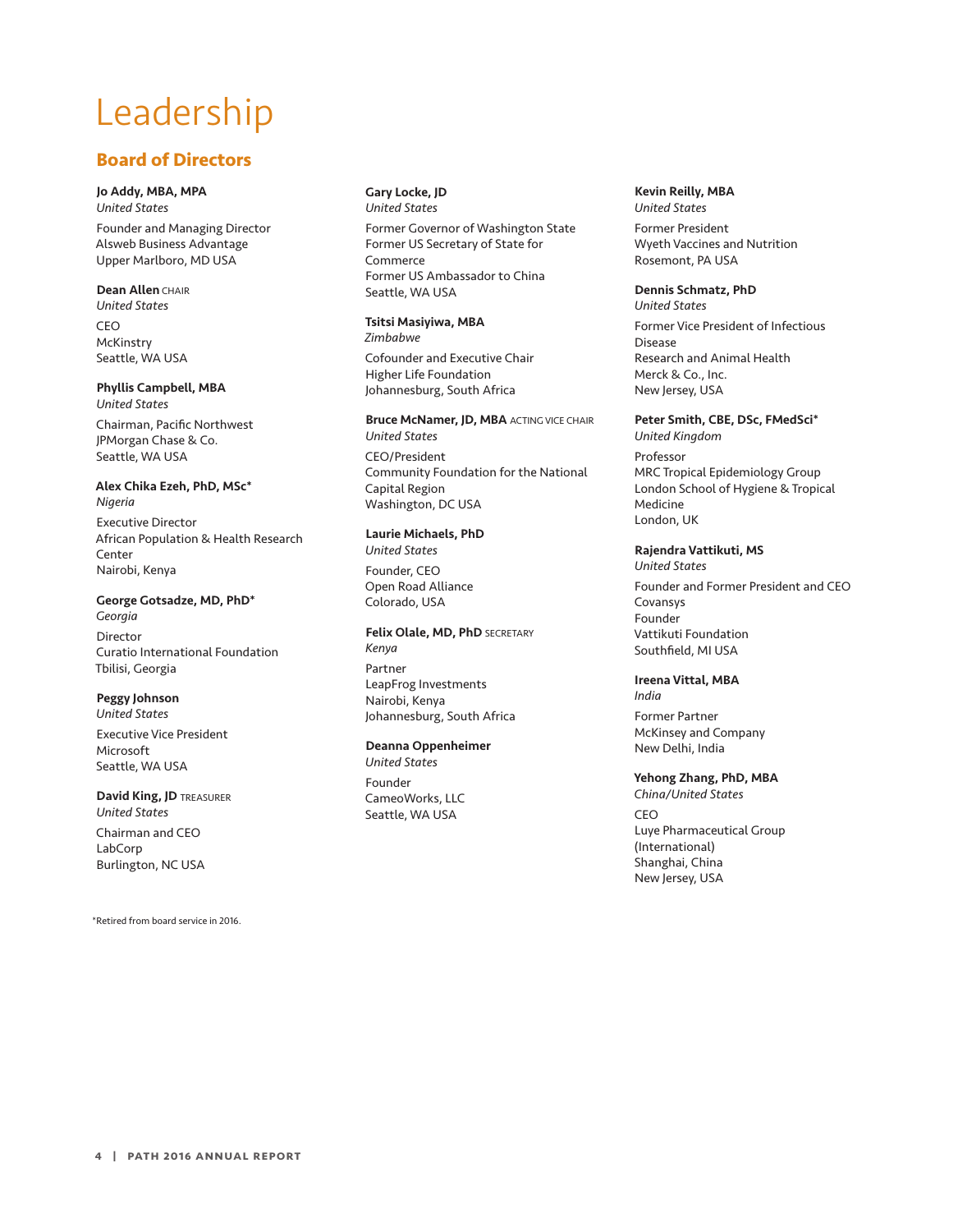# Leadership

## Board of Directors

**Jo Addy, MBA, MPA**
*United States*
Founder and Managing Director
Alsweb Business Advantage
Upper Marlboro, MD USA

**Dean Allen** CHAIR
*United States*
CEO
McKinstry
Seattle, WA USA

**Phyllis Campbell, MBA**
*United States*
Chairman, Pacific Northwest
JPMorgan Chase & Co.
Seattle, WA USA

**Alex Chika Ezeh, PhD, MSc***
*Nigeria*
Executive Director
African Population & Health Research Center
Nairobi, Kenya

**George Gotsadze, MD, PhD***
*Georgia*
Director
Curatio International Foundation
Tbilisi, Georgia

**Peggy Johnson**
*United States*
Executive Vice President
Microsoft
Seattle, WA USA

**David King, JD** TREASURER
*United States*
Chairman and CEO
LabCorp
Burlington, NC USA

**Gary Locke, JD**
*United States*
Former Governor of Washington State
Former US Secretary of State for Commerce
Former US Ambassador to China
Seattle, WA USA

**Tsitsi Masiyiwa, MBA**
*Zimbabwe*
Cofounder and Executive Chair
Higher Life Foundation
Johannesburg, South Africa

**Bruce McNamer, JD, MBA** ACTING VICE CHAIR
*United States*
CEO/President
Community Foundation for the National Capital Region
Washington, DC USA

**Laurie Michaels, PhD**
*United States*
Founder, CEO
Open Road Alliance
Colorado, USA

**Felix Olale, MD, PhD** SECRETARY
*Kenya*
Partner
LeapFrog Investments
Nairobi, Kenya
Johannesburg, South Africa

**Deanna Oppenheimer**
*United States*
Founder
CameoWorks, LLC
Seattle, WA USA

**Kevin Reilly, MBA**
*United States*
Former President
Wyeth Vaccines and Nutrition
Rosemont, PA USA

**Dennis Schmatz, PhD**
*United States*
Former Vice President of Infectious Disease
Research and Animal Health
Merck & Co., Inc.
New Jersey, USA

**Peter Smith, CBE, DSc, FMedSci***
*United Kingdom*
Professor
MRC Tropical Epidemiology Group
London School of Hygiene & Tropical Medicine
London, UK

**Rajendra Vattikuti, MS**
*United States*
Founder and Former President and CEO
Covansys
Founder
Vattikuti Foundation
Southfield, MI USA

**Ireena Vittal, MBA**
*India*
Former Partner
McKinsey and Company
New Delhi, India

**Yehong Zhang, PhD, MBA**
*China/United States*
CEO
Luye Pharmaceutical Group (International)
Shanghai, China
New Jersey, USA

*Retired from board service in 2016.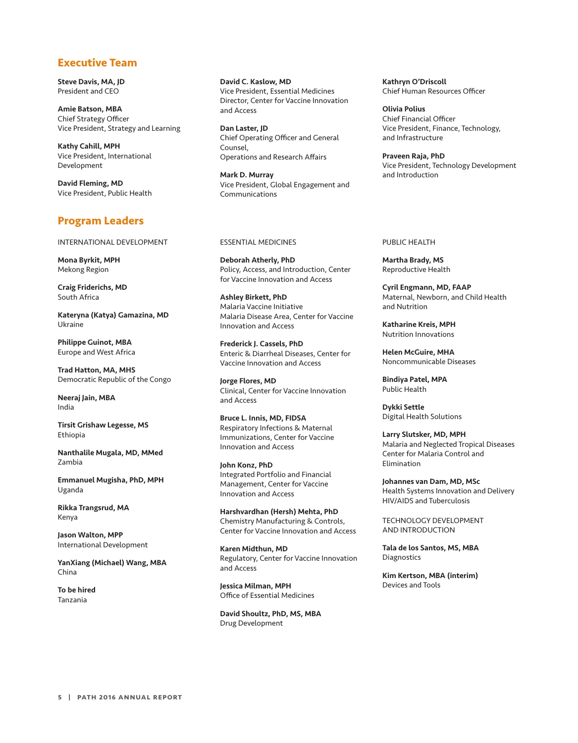## Executive Team

**Steve Davis, MA, JD**
President and CEO

**Amie Batson, MBA**
Chief Strategy Officer
Vice President, Strategy and Learning

**Kathy Cahill, MPH**
Vice President, International Development

**David Fleming, MD**
Vice President, Public Health

**David C. Kaslow, MD**
Vice President, Essential Medicines
Director, Center for Vaccine Innovation and Access

**Dan Laster, JD**
Chief Operating Officer and General Counsel,
Operations and Research Affairs

**Mark D. Murray**
Vice President, Global Engagement and Communications

**Kathryn O'Driscoll**
Chief Human Resources Officer

**Olivia Polius**
Chief Financial Officer
Vice President, Finance, Technology, and Infrastructure

**Praveen Raja, PhD**
Vice President, Technology Development and Introduction

## Program Leaders

INTERNATIONAL DEVELOPMENT

**Mona Byrkit, MPH**
Mekong Region

**Craig Friderichs, MD**
South Africa

**Kateryna (Katya) Gamazina, MD**
Ukraine

**Philippe Guinot, MBA**
Europe and West Africa

**Trad Hatton, MA, MHS**
Democratic Republic of the Congo

**Neeraj Jain, MBA**
India

**Tirsit Grishaw Legesse, MS**
Ethiopia

**Nanthalile Mugala, MD, MMed**
Zambia

**Emmanuel Mugisha, PhD, MPH**
Uganda

**Rikka Trangsrud, MA**
Kenya

**Jason Walton, MPP**
International Development

**YanXiang (Michael) Wang, MBA**
China

**To be hired**
Tanzania

ESSENTIAL MEDICINES

**Deborah Atherly, PhD**
Policy, Access, and Introduction, Center for Vaccine Innovation and Access

**Ashley Birkett, PhD**
Malaria Vaccine Initiative
Malaria Disease Area, Center for Vaccine Innovation and Access

**Frederick J. Cassels, PhD**
Enteric & Diarrheal Diseases, Center for Vaccine Innovation and Access

**Jorge Flores, MD**
Clinical, Center for Vaccine Innovation and Access

**Bruce L. Innis, MD, FIDSA**
Respiratory Infections & Maternal Immunizations, Center for Vaccine Innovation and Access

**John Konz, PhD**
Integrated Portfolio and Financial Management, Center for Vaccine Innovation and Access

**Harshvardhan (Hersh) Mehta, PhD**
Chemistry Manufacturing & Controls, Center for Vaccine Innovation and Access

**Karen Midthun, MD**
Regulatory, Center for Vaccine Innovation and Access

**Jessica Milman, MPH**
Office of Essential Medicines

**David Shoultz, PhD, MS, MBA**
Drug Development

PUBLIC HEALTH

**Martha Brady, MS**
Reproductive Health

**Cyril Engmann, MD, FAAP**
Maternal, Newborn, and Child Health and Nutrition

**Katharine Kreis, MPH**
Nutrition Innovations

**Helen McGuire, MHA**
Noncommunicable Diseases

**Bindiya Patel, MPA**
Public Health

**Dykki Settle**
Digital Health Solutions

**Larry Slutsker, MD, MPH**
Malaria and Neglected Tropical Diseases
Center for Malaria Control and Elimination

**Johannes van Dam, MD, MSc**
Health Systems Innovation and Delivery
HIV/AIDS and Tuberculosis

TECHNOLOGY DEVELOPMENT AND INTRODUCTION

**Tala de los Santos, MS, MBA**
Diagnostics

**Kim Kertson, MBA (interim)**
Devices and Tools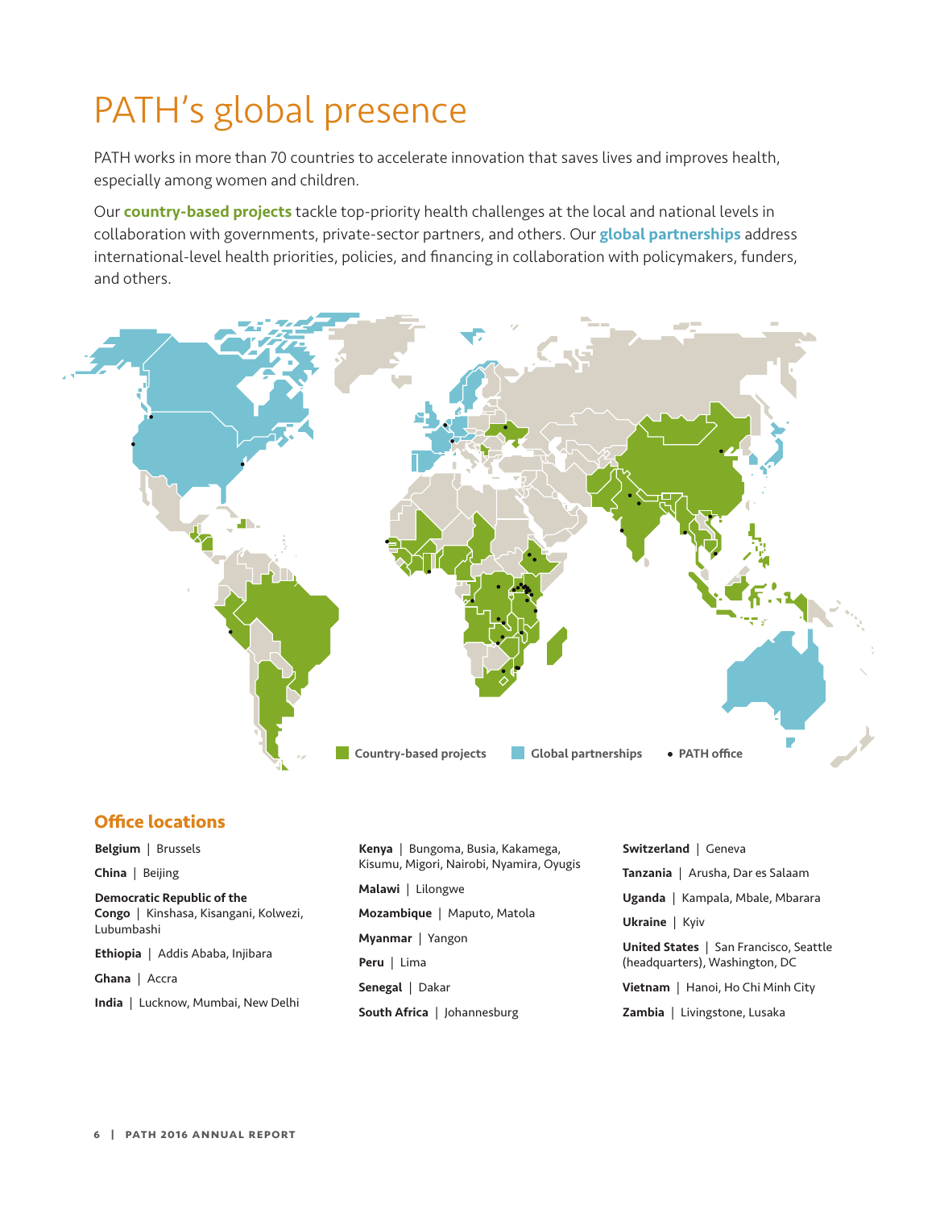# PATH's global presence

PATH works in more than 70 countries to accelerate innovation that saves lives and improves health, especially among women and children.

Our **country-based projects** tackle top-priority health challenges at the local and national levels in collaboration with governments, private-sector partners, and others. Our **global partnerships** address international-level health priorities, policies, and financing in collaboration with policymakers, funders, and others.

Country-based projects | Global partnerships | • PATH office

## Office locations

**Belgium** | Brussels

**China** | Beijing

**Democratic Republic of the Congo** | Kinshasa, Kisangani, Kolwezi, Lubumbashi

**Ethiopia** | Addis Ababa, Injibara

**Ghana** | Accra

**India** | Lucknow, Mumbai, New Delhi

**Kenya** | Bungoma, Busia, Kakamega, Kisumu, Migori, Nairobi, Nyamira, Oyugis

**Malawi** | Lilongwe

**Mozambique** | Maputo, Matola

**Myanmar** | Yangon

**Peru** | Lima

**Senegal** | Dakar

**South Africa** | Johannesburg

**Switzerland** | Geneva

**Tanzania** | Arusha, Dar es Salaam

**Uganda** | Kampala, Mbale, Mbarara

**Ukraine** | Kyiv

**United States** | San Francisco, Seattle (headquarters), Washington, DC

**Vietnam** | Hanoi, Ho Chi Minh City

**Zambia** | Livingstone, Lusaka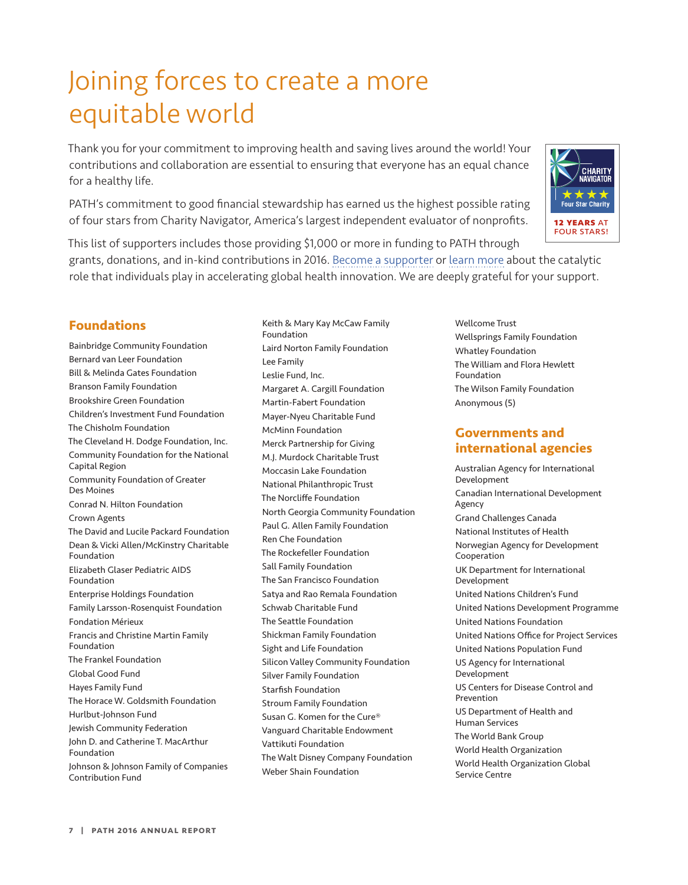# Joining forces to create a more equitable world

Thank you for your commitment to improving health and saving lives around the world! Your contributions and collaboration are essential to ensuring that everyone has an equal chance for a healthy life.

PATH's commitment to good financial stewardship has earned us the highest possible rating of four stars from Charity Navigator, America's largest independent evaluator of nonprofits.

CHARITY NAVIGATOR ★★★★ Four Star Charity

**12 YEARS** AT FOUR STARS!

This list of supporters includes those providing $1,000 or more in funding to PATH through grants, donations, and in-kind contributions in 2016. Become a supporter or learn more about the catalytic role that individuals play in accelerating global health innovation. We are deeply grateful for your support.

## Foundations

Bainbridge Community Foundation
Bernard van Leer Foundation
Bill & Melinda Gates Foundation
Branson Family Foundation
Brookshire Green Foundation
Children's Investment Fund Foundation
The Chisholm Foundation
The Cleveland H. Dodge Foundation, Inc.
Community Foundation for the National Capital Region
Community Foundation of Greater Des Moines
Conrad N. Hilton Foundation
Crown Agents
The David and Lucile Packard Foundation
Dean & Vicki Allen/McKinstry Charitable Foundation
Elizabeth Glaser Pediatric AIDS Foundation
Enterprise Holdings Foundation
Family Larsson-Rosenquist Foundation
Fondation Mérieux
Francis and Christine Martin Family Foundation
The Frankel Foundation
Global Good Fund
Hayes Family Fund
The Horace W. Goldsmith Foundation
Hurlbut-Johnson Fund
Jewish Community Federation
John D. and Catherine T. MacArthur Foundation
Johnson & Johnson Family of Companies Contribution Fund
Keith & Mary Kay McCaw Family Foundation
Laird Norton Family Foundation
Lee Family
Leslie Fund, Inc.
Margaret A. Cargill Foundation
Martin-Fabert Foundation
Mayer-Nyeu Charitable Fund
McMinn Foundation
Merck Partnership for Giving
M.J. Murdock Charitable Trust
Moccasin Lake Foundation
National Philanthropic Trust
The Norcliffe Foundation
North Georgia Community Foundation
Paul G. Allen Family Foundation
Ren Che Foundation
The Rockefeller Foundation
Sall Family Foundation
The San Francisco Foundation
Satya and Rao Remala Foundation
Schwab Charitable Fund
The Seattle Foundation
Shickman Family Foundation
Sight and Life Foundation
Silicon Valley Community Foundation
Silver Family Foundation
Starfish Foundation
Stroum Family Foundation
Susan G. Komen for the Cure®
Vanguard Charitable Endowment
Vattikuti Foundation
The Walt Disney Company Foundation
Weber Shain Foundation
Wellcome Trust
Wellsprings Family Foundation
Whatley Foundation
The William and Flora Hewlett Foundation
The Wilson Family Foundation
Anonymous (5)

## Governments and international agencies

Australian Agency for International Development
Canadian International Development Agency
Grand Challenges Canada
National Institutes of Health
Norwegian Agency for Development Cooperation
UK Department for International Development
United Nations Children's Fund
United Nations Development Programme
United Nations Foundation
United Nations Office for Project Services
United Nations Population Fund
US Agency for International Development
US Centers for Disease Control and Prevention
US Department of Health and Human Services
The World Bank Group
World Health Organization
World Health Organization Global Service Centre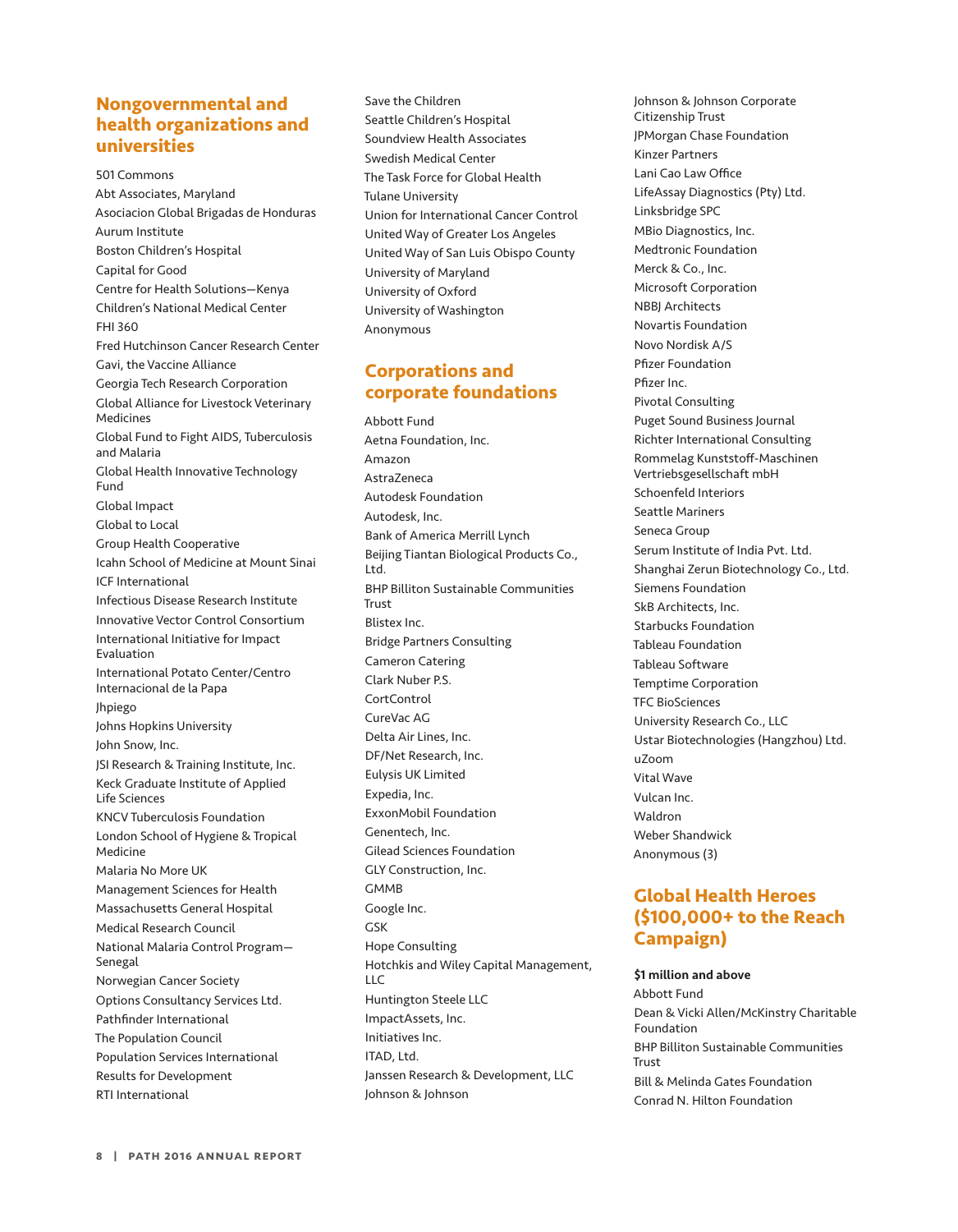## Nongovernmental and health organizations and universities

501 Commons
Abt Associates, Maryland
Asociacion Global Brigadas de Honduras
Aurum Institute
Boston Children's Hospital
Capital for Good
Centre for Health Solutions—Kenya
Children's National Medical Center
FHI 360
Fred Hutchinson Cancer Research Center
Gavi, the Vaccine Alliance
Georgia Tech Research Corporation
Global Alliance for Livestock Veterinary Medicines
Global Fund to Fight AIDS, Tuberculosis and Malaria
Global Health Innovative Technology Fund
Global Impact
Global to Local
Group Health Cooperative
Icahn School of Medicine at Mount Sinai
ICF International
Infectious Disease Research Institute
Innovative Vector Control Consortium
International Initiative for Impact Evaluation
International Potato Center/Centro Internacional de la Papa
Jhpiego
Johns Hopkins University
John Snow, Inc.
JSI Research & Training Institute, Inc.
Keck Graduate Institute of Applied Life Sciences
KNCV Tuberculosis Foundation
London School of Hygiene & Tropical Medicine
Malaria No More UK
Management Sciences for Health
Massachusetts General Hospital
Medical Research Council
National Malaria Control Program—Senegal
Norwegian Cancer Society
Options Consultancy Services Ltd.
Pathfinder International
The Population Council
Population Services International
Results for Development
RTI International
Save the Children
Seattle Children's Hospital
Soundview Health Associates
Swedish Medical Center
The Task Force for Global Health
Tulane University
Union for International Cancer Control
United Way of Greater Los Angeles
United Way of San Luis Obispo County
University of Maryland
University of Oxford
University of Washington
Anonymous

## Corporations and corporate foundations

Abbott Fund
Aetna Foundation, Inc.
Amazon
AstraZeneca
Autodesk Foundation
Autodesk, Inc.
Bank of America Merrill Lynch
Beijing Tiantan Biological Products Co., Ltd.
BHP Billiton Sustainable Communities Trust
Blistex Inc.
Bridge Partners Consulting
Cameron Catering
Clark Nuber P.S.
CortControl
CureVac AG
Delta Air Lines, Inc.
DF/Net Research, Inc.
Eulysis UK Limited
Expedia, Inc.
ExxonMobil Foundation
Genentech, Inc.
Gilead Sciences Foundation
GLY Construction, Inc.
GMMB
Google Inc.
GSK
Hope Consulting
Hotchkis and Wiley Capital Management, LLC
Huntington Steele LLC
ImpactAssets, Inc.
Initiatives Inc.
ITAD, Ltd.
Janssen Research & Development, LLC
Johnson & Johnson
Johnson & Johnson Corporate Citizenship Trust
JPMorgan Chase Foundation
Kinzer Partners
Lani Cao Law Office
LifeAssay Diagnostics (Pty) Ltd.
Linksbridge SPC
MBio Diagnostics, Inc.
Medtronic Foundation
Merck & Co., Inc.
Microsoft Corporation
NBBJ Architects
Novartis Foundation
Novo Nordisk A/S
Pfizer Foundation
Pfizer Inc.
Pivotal Consulting
Puget Sound Business Journal
Richter International Consulting
Rommelag Kunststoff-Maschinen Vertriebsgesellschaft mbH
Schoenfeld Interiors
Seattle Mariners
Seneca Group
Serum Institute of India Pvt. Ltd.
Shanghai Zerun Biotechnology Co., Ltd.
Siemens Foundation
SkB Architects, Inc.
Starbucks Foundation
Tableau Foundation
Tableau Software
Temptime Corporation
TFC BioSciences
University Research Co., LLC
Ustar Biotechnologies (Hangzhou) Ltd.
uZoom
Vital Wave
Vulcan Inc.
Waldron
Weber Shandwick
Anonymous (3)

## Global Health Heroes ($100,000+ to the Reach Campaign)

**$1 million and above**

Abbott Fund
Dean & Vicki Allen/McKinstry Charitable Foundation
BHP Billiton Sustainable Communities Trust
Bill & Melinda Gates Foundation
Conrad N. Hilton Foundation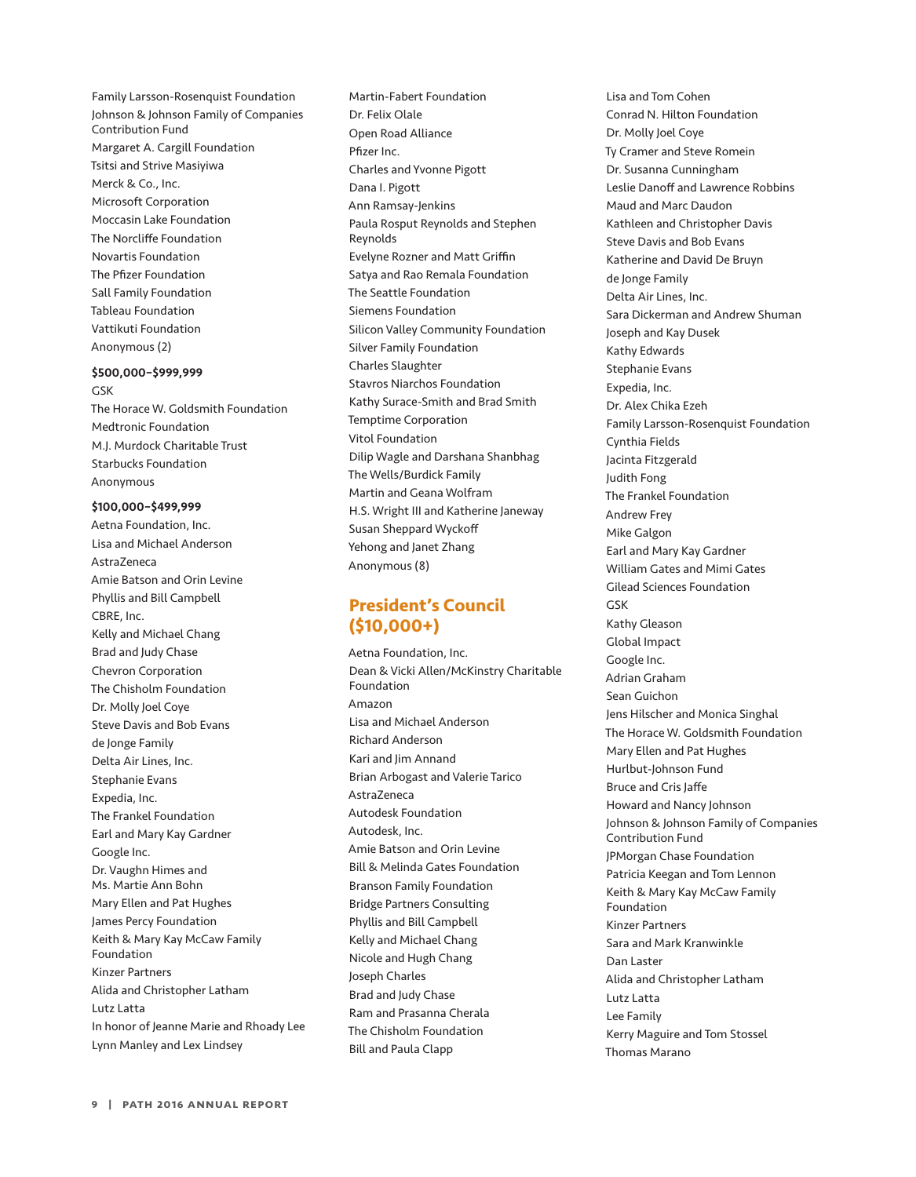Family Larsson-Rosenquist Foundation
Johnson & Johnson Family of Companies Contribution Fund
Margaret A. Cargill Foundation
Tsitsi and Strive Masiyiwa
Merck & Co., Inc.
Microsoft Corporation
Moccasin Lake Foundation
The Norcliffe Foundation
Novartis Foundation
The Pfizer Foundation
Sall Family Foundation
Tableau Foundation
Vattikuti Foundation
Anonymous (2)

**$500,000–$999,999**

GSK
The Horace W. Goldsmith Foundation
Medtronic Foundation
M.J. Murdock Charitable Trust
Starbucks Foundation
Anonymous

**$100,000–$499,999**

Aetna Foundation, Inc.
Lisa and Michael Anderson
AstraZeneca
Amie Batson and Orin Levine
Phyllis and Bill Campbell
CBRE, Inc.
Kelly and Michael Chang
Brad and Judy Chase
Chevron Corporation
The Chisholm Foundation
Dr. Molly Joel Coye
Steve Davis and Bob Evans
de Jonge Family
Delta Air Lines, Inc.
Stephanie Evans
Expedia, Inc.
The Frankel Foundation
Earl and Mary Kay Gardner
Google Inc.
Dr. Vaughn Himes and Ms. Martie Ann Bohn
Mary Ellen and Pat Hughes
James Percy Foundation
Keith & Mary Kay McCaw Family Foundation
Kinzer Partners
Alida and Christopher Latham
Lutz Latta
In honor of Jeanne Marie and Rhoady Lee
Lynn Manley and Lex Lindsey
Martin-Fabert Foundation
Dr. Felix Olale
Open Road Alliance
Pfizer Inc.
Charles and Yvonne Pigott
Dana I. Pigott
Ann Ramsay-Jenkins
Paula Rosput Reynolds and Stephen Reynolds
Evelyne Rozner and Matt Griffin
Satya and Rao Remala Foundation
The Seattle Foundation
Siemens Foundation
Silicon Valley Community Foundation
Silver Family Foundation
Charles Slaughter
Stavros Niarchos Foundation
Kathy Surace-Smith and Brad Smith
Temptime Corporation
Vitol Foundation
Dilip Wagle and Darshana Shanbhag
The Wells/Burdick Family
Martin and Geana Wolfram
H.S. Wright III and Katherine Janeway
Susan Sheppard Wyckoff
Yehong and Janet Zhang
Anonymous (8)

## President's Council ($10,000+)

Aetna Foundation, Inc.
Dean & Vicki Allen/McKinstry Charitable Foundation
Amazon
Lisa and Michael Anderson
Richard Anderson
Kari and Jim Annand
Brian Arbogast and Valerie Tarico
AstraZeneca
Autodesk Foundation
Autodesk, Inc.
Amie Batson and Orin Levine
Bill & Melinda Gates Foundation
Branson Family Foundation
Bridge Partners Consulting
Phyllis and Bill Campbell
Kelly and Michael Chang
Nicole and Hugh Chang
Joseph Charles
Brad and Judy Chase
Ram and Prasanna Cherala
The Chisholm Foundation
Bill and Paula Clapp
Lisa and Tom Cohen
Conrad N. Hilton Foundation
Dr. Molly Joel Coye
Ty Cramer and Steve Romein
Dr. Susanna Cunningham
Leslie Danoff and Lawrence Robbins
Maud and Marc Daudon
Kathleen and Christopher Davis
Steve Davis and Bob Evans
Katherine and David De Bruyn
de Jonge Family
Delta Air Lines, Inc.
Sara Dickerman and Andrew Shuman
Joseph and Kay Dusek
Kathy Edwards
Stephanie Evans
Expedia, Inc.
Dr. Alex Chika Ezeh
Family Larsson-Rosenquist Foundation
Cynthia Fields
Jacinta Fitzgerald
Judith Fong
The Frankel Foundation
Andrew Frey
Mike Galgon
Earl and Mary Kay Gardner
William Gates and Mimi Gates
Gilead Sciences Foundation
GSK
Kathy Gleason
Global Impact
Google Inc.
Adrian Graham
Sean Guichon
Jens Hilscher and Monica Singhal
The Horace W. Goldsmith Foundation
Mary Ellen and Pat Hughes
Hurlbut-Johnson Fund
Bruce and Cris Jaffe
Howard and Nancy Johnson
Johnson & Johnson Family of Companies Contribution Fund
JPMorgan Chase Foundation
Patricia Keegan and Tom Lennon
Keith & Mary Kay McCaw Family Foundation
Kinzer Partners
Sara and Mark Kranwinkle
Dan Laster
Alida and Christopher Latham
Lutz Latta
Lee Family
Kerry Maguire and Tom Stossel
Thomas Marano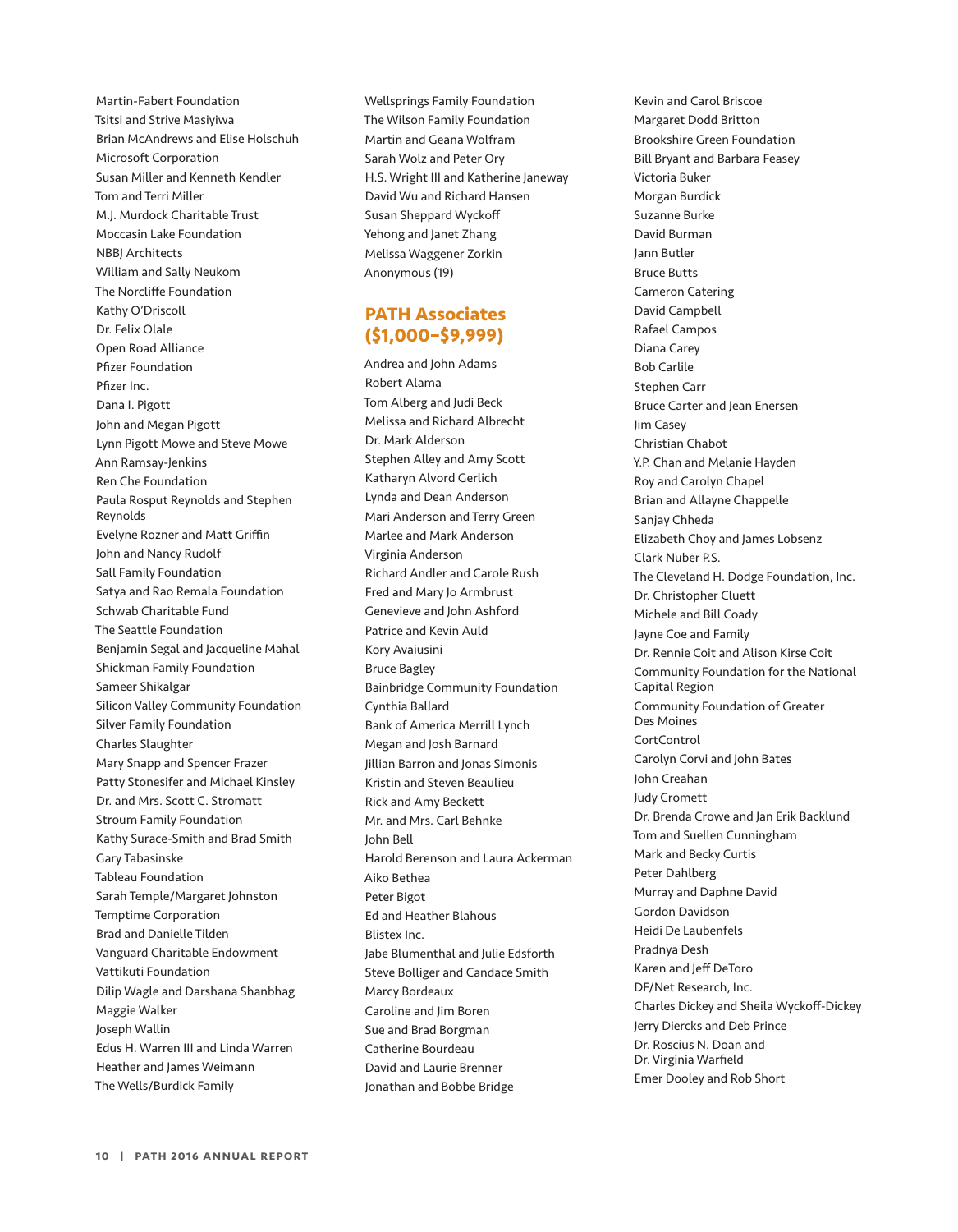Martin-Fabert Foundation
Tsitsi and Strive Masiyiwa
Brian McAndrews and Elise Holschuh
Microsoft Corporation
Susan Miller and Kenneth Kendler
Tom and Terri Miller
M.J. Murdock Charitable Trust
Moccasin Lake Foundation
NBBJ Architects
William and Sally Neukom
The Norcliffe Foundation
Kathy O'Driscoll
Dr. Felix Olale
Open Road Alliance
Pfizer Foundation
Pfizer Inc.
Dana I. Pigott
John and Megan Pigott
Lynn Pigott Mowe and Steve Mowe
Ann Ramsay-Jenkins
Ren Che Foundation
Paula Rosput Reynolds and Stephen Reynolds
Evelyne Rozner and Matt Griffin
John and Nancy Rudolf
Sall Family Foundation
Satya and Rao Remala Foundation
Schwab Charitable Fund
The Seattle Foundation
Benjamin Segal and Jacqueline Mahal
Shickman Family Foundation
Sameer Shikalgar
Silicon Valley Community Foundation
Silver Family Foundation
Charles Slaughter
Mary Snapp and Spencer Frazer
Patty Stonesifer and Michael Kinsley
Dr. and Mrs. Scott C. Stromatt
Stroum Family Foundation
Kathy Surace-Smith and Brad Smith
Gary Tabasinske
Tableau Foundation
Sarah Temple/Margaret Johnston
Temptime Corporation
Brad and Danielle Tilden
Vanguard Charitable Endowment
Vattikuti Foundation
Dilip Wagle and Darshana Shanbhag
Maggie Walker
Joseph Wallin
Edus H. Warren III and Linda Warren
Heather and James Weimann
The Wells/Burdick Family
Wellsprings Family Foundation
The Wilson Family Foundation
Martin and Geana Wolfram
Sarah Wolz and Peter Ory
H.S. Wright III and Katherine Janeway
David Wu and Richard Hansen
Susan Sheppard Wyckoff
Yehong and Janet Zhang
Melissa Waggener Zorkin
Anonymous (19)

## PATH Associates ($1,000–$9,999)

Andrea and John Adams
Robert Alama
Tom Alberg and Judi Beck
Melissa and Richard Albrecht
Dr. Mark Alderson
Stephen Alley and Amy Scott
Katharyn Alvord Gerlich
Lynda and Dean Anderson
Mari Anderson and Terry Green
Marlee and Mark Anderson
Virginia Anderson
Richard Andler and Carole Rush
Fred and Mary Jo Armbrust
Genevieve and John Ashford
Patrice and Kevin Auld
Kory Avaiusini
Bruce Bagley
Bainbridge Community Foundation
Cynthia Ballard
Bank of America Merrill Lynch
Megan and Josh Barnard
Jillian Barron and Jonas Simonis
Kristin and Steven Beaulieu
Rick and Amy Beckett
Mr. and Mrs. Carl Behnke
John Bell
Harold Berenson and Laura Ackerman
Aiko Bethea
Peter Bigot
Ed and Heather Blahous
Blistex Inc.
Jabe Blumenthal and Julie Edsforth
Steve Bolliger and Candace Smith
Marcy Bordeaux
Caroline and Jim Boren
Sue and Brad Borgman
Catherine Bourdeau
David and Laurie Brenner
Jonathan and Bobbe Bridge
Kevin and Carol Briscoe
Margaret Dodd Britton
Brookshire Green Foundation
Bill Bryant and Barbara Feasey
Victoria Buker
Morgan Burdick
Suzanne Burke
David Burman
Jann Butler
Bruce Butts
Cameron Catering
David Campbell
Rafael Campos
Diana Carey
Bob Carlile
Stephen Carr
Bruce Carter and Jean Enersen
Jim Casey
Christian Chabot
Y.P. Chan and Melanie Hayden
Roy and Carolyn Chapel
Brian and Allayne Chappelle
Sanjay Chheda
Elizabeth Choy and James Lobsenz
Clark Nuber P.S.
The Cleveland H. Dodge Foundation, Inc.
Dr. Christopher Cluett
Michele and Bill Coady
Jayne Coe and Family
Dr. Rennie Coit and Alison Kirse Coit
Community Foundation for the National Capital Region
Community Foundation of Greater Des Moines
CortControl
Carolyn Corvi and John Bates
John Creahan
Judy Cromett
Dr. Brenda Crowe and Jan Erik Backlund
Tom and Suellen Cunningham
Mark and Becky Curtis
Peter Dahlberg
Murray and Daphne David
Gordon Davidson
Heidi De Laubenfels
Pradnya Desh
Karen and Jeff DeToro
DF/Net Research, Inc.
Charles Dickey and Sheila Wyckoff-Dickey
Jerry Diercks and Deb Prince
Dr. Roscius N. Doan and Dr. Virginia Warfield
Emer Dooley and Rob Short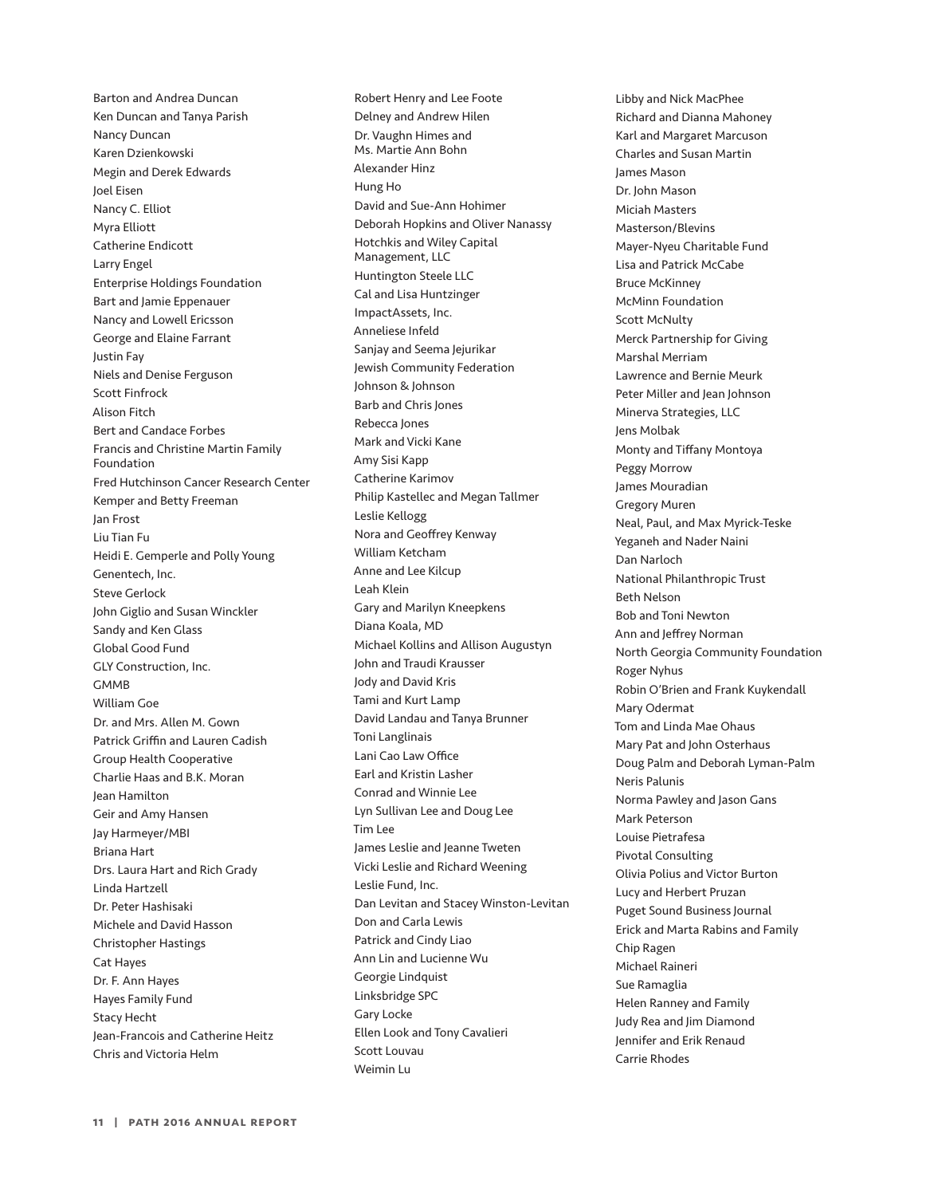Barton and Andrea Duncan
Ken Duncan and Tanya Parish
Nancy Duncan
Karen Dzienkowski
Megin and Derek Edwards
Joel Eisen
Nancy C. Elliot
Myra Elliott
Catherine Endicott
Larry Engel
Enterprise Holdings Foundation
Bart and Jamie Eppenauer
Nancy and Lowell Ericsson
George and Elaine Farrant
Justin Fay
Niels and Denise Ferguson
Scott Finfrock
Alison Fitch
Bert and Candace Forbes
Francis and Christine Martin Family Foundation
Fred Hutchinson Cancer Research Center
Kemper and Betty Freeman
Jan Frost
Liu Tian Fu
Heidi E. Gemperle and Polly Young
Genentech, Inc.
Steve Gerlock
John Giglio and Susan Winckler
Sandy and Ken Glass
Global Good Fund
GLY Construction, Inc.
GMMB
William Goe
Dr. and Mrs. Allen M. Gown
Patrick Griffin and Lauren Cadish
Group Health Cooperative
Charlie Haas and B.K. Moran
Jean Hamilton
Geir and Amy Hansen
Jay Harmeyer/MBI
Briana Hart
Drs. Laura Hart and Rich Grady
Linda Hartzell
Dr. Peter Hashisaki
Michele and David Hasson
Christopher Hastings
Cat Hayes
Dr. F. Ann Hayes
Hayes Family Fund
Stacy Hecht
Jean-Francois and Catherine Heitz
Chris and Victoria Helm

Robert Henry and Lee Foote
Delney and Andrew Hilen
Dr. Vaughn Himes and Ms. Martie Ann Bohn
Alexander Hinz
Hung Ho
David and Sue-Ann Hohimer
Deborah Hopkins and Oliver Nanassy
Hotchkis and Wiley Capital Management, LLC
Huntington Steele LLC
Cal and Lisa Huntzinger
ImpactAssets, Inc.
Anneliese Infeld
Sanjay and Seema Jejurikar
Jewish Community Federation
Johnson & Johnson
Barb and Chris Jones
Rebecca Jones
Mark and Vicki Kane
Amy Sisi Kapp
Catherine Karimov
Philip Kastellec and Megan Tallmer
Leslie Kellogg
Nora and Geoffrey Kenway
William Ketcham
Anne and Lee Kilcup
Leah Klein
Gary and Marilyn Kneepkens
Diana Koala, MD
Michael Kollins and Allison Augustyn
John and Traudi Krausser
Jody and David Kris
Tami and Kurt Lamp
David Landau and Tanya Brunner
Toni Langlinais
Lani Cao Law Office
Earl and Kristin Lasher
Conrad and Winnie Lee
Lyn Sullivan Lee and Doug Lee
Tim Lee
James Leslie and Jeanne Tweten
Vicki Leslie and Richard Weening
Leslie Fund, Inc.
Dan Levitan and Stacey Winston-Levitan
Don and Carla Lewis
Patrick and Cindy Liao
Ann Lin and Lucienne Wu
Georgie Lindquist
Linksbridge SPC
Gary Locke
Ellen Look and Tony Cavalieri
Scott Louvau
Weimin Lu

Libby and Nick MacPhee
Richard and Dianna Mahoney
Karl and Margaret Marcuson
Charles and Susan Martin
James Mason
Dr. John Mason
Miciah Masters
Masterson/Blevins
Mayer-Nyeu Charitable Fund
Lisa and Patrick McCabe
Bruce McKinney
McMinn Foundation
Scott McNulty
Merck Partnership for Giving
Marshal Merriam
Lawrence and Bernie Meurk
Peter Miller and Jean Johnson
Minerva Strategies, LLC
Jens Molbak
Monty and Tiffany Montoya
Peggy Morrow
James Mouradian
Gregory Muren
Neal, Paul, and Max Myrick-Teske
Yeganeh and Nader Naini
Dan Narloch
National Philanthropic Trust
Beth Nelson
Bob and Toni Newton
Ann and Jeffrey Norman
North Georgia Community Foundation
Roger Nyhus
Robin O'Brien and Frank Kuykendall
Mary Odermat
Tom and Linda Mae Ohaus
Mary Pat and John Osterhaus
Doug Palm and Deborah Lyman-Palm
Neris Palunis
Norma Pawley and Jason Gans
Mark Peterson
Louise Pietrafesa
Pivotal Consulting
Olivia Polius and Victor Burton
Lucy and Herbert Pruzan
Puget Sound Business Journal
Erick and Marta Rabins and Family
Chip Ragen
Michael Raineri
Sue Ramaglia
Helen Ranney and Family
Judy Rea and Jim Diamond
Jennifer and Erik Renaud
Carrie Rhodes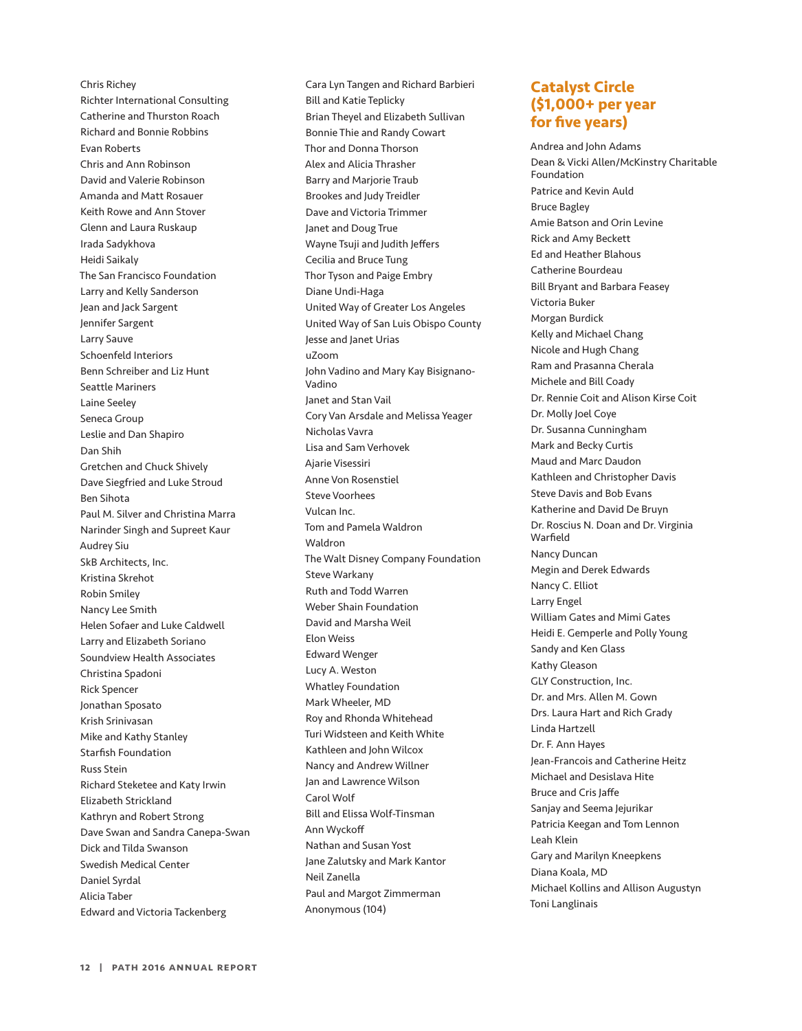Chris Richey
Richter International Consulting
Catherine and Thurston Roach
Richard and Bonnie Robbins
Evan Roberts
Chris and Ann Robinson
David and Valerie Robinson
Amanda and Matt Rosauer
Keith Rowe and Ann Stover
Glenn and Laura Ruskaup
Irada Sadykhova
Heidi Saikaly
The San Francisco Foundation
Larry and Kelly Sanderson
Jean and Jack Sargent
Jennifer Sargent
Larry Sauve
Schoenfeld Interiors
Benn Schreiber and Liz Hunt
Seattle Mariners
Laine Seeley
Seneca Group
Leslie and Dan Shapiro
Dan Shih
Gretchen and Chuck Shively
Dave Siegfried and Luke Stroud
Ben Sihota
Paul M. Silver and Christina Marra
Narinder Singh and Supreet Kaur
Audrey Siu
SkB Architects, Inc.
Kristina Skrehot
Robin Smiley
Nancy Lee Smith
Helen Sofaer and Luke Caldwell
Larry and Elizabeth Soriano
Soundview Health Associates
Christina Spadoni
Rick Spencer
Jonathan Sposato
Krish Srinivasan
Mike and Kathy Stanley
Starfish Foundation
Russ Stein
Richard Steketee and Katy Irwin
Elizabeth Strickland
Kathryn and Robert Strong
Dave Swan and Sandra Canepa-Swan
Dick and Tilda Swanson
Swedish Medical Center
Daniel Syrdal
Alicia Taber
Edward and Victoria Tackenberg
Cara Lyn Tangen and Richard Barbieri
Bill and Katie Teplicky
Brian Theyel and Elizabeth Sullivan
Bonnie Thie and Randy Cowart
Thor and Donna Thorson
Alex and Alicia Thrasher
Barry and Marjorie Traub
Brookes and Judy Treidler
Dave and Victoria Trimmer
Janet and Doug True
Wayne Tsuji and Judith Jeffers
Cecilia and Bruce Tung
Thor Tyson and Paige Embry
Diane Undi-Haga
United Way of Greater Los Angeles
United Way of San Luis Obispo County
Jesse and Janet Urias
uZoom
John Vadino and Mary Kay Bisignano-Vadino
Janet and Stan Vail
Cory Van Arsdale and Melissa Yeager
Nicholas Vavra
Lisa and Sam Verhovek
Ajarie Visessiri
Anne Von Rosenstiel
Steve Voorhees
Vulcan Inc.
Tom and Pamela Waldron
Waldron
The Walt Disney Company Foundation
Steve Warkany
Ruth and Todd Warren
Weber Shain Foundation
David and Marsha Weil
Elon Weiss
Edward Wenger
Lucy A. Weston
Whatley Foundation
Mark Wheeler, MD
Roy and Rhonda Whitehead
Turi Widsteen and Keith White
Kathleen and John Wilcox
Nancy and Andrew Willner
Jan and Lawrence Wilson
Carol Wolf
Bill and Elissa Wolf-Tinsman
Ann Wyckoff
Nathan and Susan Yost
Jane Zalutsky and Mark Kantor
Neil Zanella
Paul and Margot Zimmerman
Anonymous (104)

## Catalyst Circle ($1,000+ per year for five years)

Andrea and John Adams
Dean & Vicki Allen/McKinstry Charitable Foundation
Patrice and Kevin Auld
Bruce Bagley
Amie Batson and Orin Levine
Rick and Amy Beckett
Ed and Heather Blahous
Catherine Bourdeau
Bill Bryant and Barbara Feasey
Victoria Buker
Morgan Burdick
Kelly and Michael Chang
Nicole and Hugh Chang
Ram and Prasanna Cherala
Michele and Bill Coady
Dr. Rennie Coit and Alison Kirse Coit
Dr. Molly Joel Coye
Dr. Susanna Cunningham
Mark and Becky Curtis
Maud and Marc Daudon
Kathleen and Christopher Davis
Steve Davis and Bob Evans
Katherine and David De Bruyn
Dr. Roscius N. Doan and Dr. Virginia Warfield
Nancy Duncan
Megin and Derek Edwards
Nancy C. Elliot
Larry Engel
William Gates and Mimi Gates
Heidi E. Gemperle and Polly Young
Sandy and Ken Glass
Kathy Gleason
GLY Construction, Inc.
Dr. and Mrs. Allen M. Gown
Drs. Laura Hart and Rich Grady
Linda Hartzell
Dr. F. Ann Hayes
Jean-Francois and Catherine Heitz
Michael and Desislava Hite
Bruce and Cris Jaffe
Sanjay and Seema Jejurikar
Patricia Keegan and Tom Lennon
Leah Klein
Gary and Marilyn Kneepkens
Diana Koala, MD
Michael Kollins and Allison Augustyn
Toni Langlinais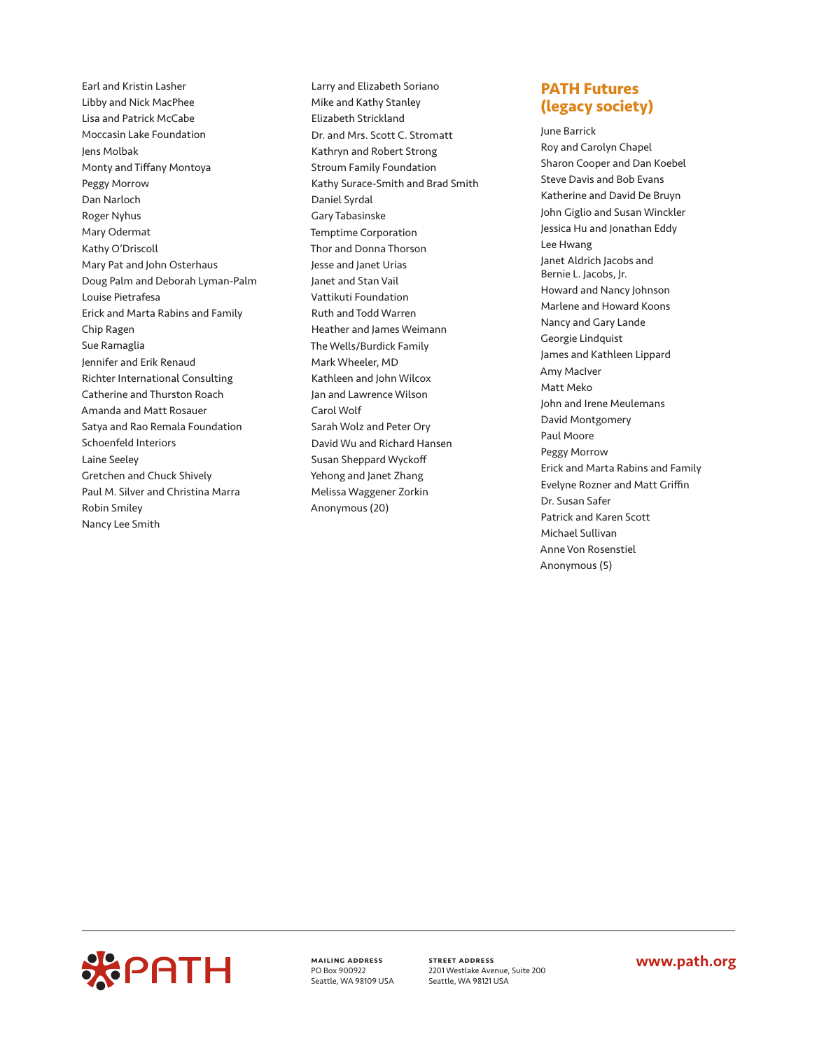Earl and Kristin Lasher
Libby and Nick MacPhee
Lisa and Patrick McCabe
Moccasin Lake Foundation
Jens Molbak
Monty and Tiffany Montoya
Peggy Morrow
Dan Narloch
Roger Nyhus
Mary Odermat
Kathy O'Driscoll
Mary Pat and John Osterhaus
Doug Palm and Deborah Lyman-Palm
Louise Pietrafesa
Erick and Marta Rabins and Family
Chip Ragen
Sue Ramaglia
Jennifer and Erik Renaud
Richter International Consulting
Catherine and Thurston Roach
Amanda and Matt Rosauer
Satya and Rao Remala Foundation
Schoenfeld Interiors
Laine Seeley
Gretchen and Chuck Shively
Paul M. Silver and Christina Marra
Robin Smiley
Nancy Lee Smith

Larry and Elizabeth Soriano
Mike and Kathy Stanley
Elizabeth Strickland
Dr. and Mrs. Scott C. Stromatt
Kathryn and Robert Strong
Stroum Family Foundation
Kathy Surace-Smith and Brad Smith
Daniel Syrdal
Gary Tabasinske
Temptime Corporation
Thor and Donna Thorson
Jesse and Janet Urias
Janet and Stan Vail
Vattikuti Foundation
Ruth and Todd Warren
Heather and James Weimann
The Wells/Burdick Family
Mark Wheeler, MD
Kathleen and John Wilcox
Jan and Lawrence Wilson
Carol Wolf
Sarah Wolz and Peter Ory
David Wu and Richard Hansen
Susan Sheppard Wyckoff
Yehong and Janet Zhang
Melissa Waggener Zorkin
Anonymous (20)

## PATH Futures (legacy society)

June Barrick
Roy and Carolyn Chapel
Sharon Cooper and Dan Koebel
Steve Davis and Bob Evans
Katherine and David De Bruyn
John Giglio and Susan Winckler
Jessica Hu and Jonathan Eddy
Lee Hwang
Janet Aldrich Jacobs and Bernie L. Jacobs, Jr.
Howard and Nancy Johnson
Marlene and Howard Koons
Nancy and Gary Lande
Georgie Lindquist
James and Kathleen Lippard
Amy MacIver
Matt Meko
John and Irene Meulemans
David Montgomery
Paul Moore
Peggy Morrow
Erick and Marta Rabins and Family
Evelyne Rozner and Matt Griffin
Dr. Susan Safer
Patrick and Karen Scott
Michael Sullivan
Anne Von Rosenstiel
Anonymous (5)

PATH

**MAILING ADDRESS**
PO Box 900922
Seattle, WA 98109 USA

**STREET ADDRESS**
2201 Westlake Avenue, Suite 200
Seattle, WA 98121 USA

www.path.org